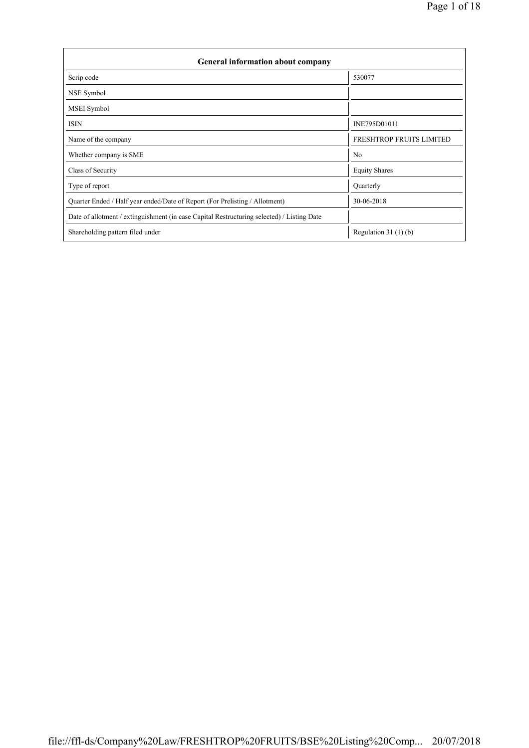| General information about company | |
|---|---|
| Scrip code | 530077 |
| NSE Symbol | |
| MSEI Symbol | |
| ISIN | INE795D01011 |
| Name of the company | FRESHTROP FRUITS LIMITED |
| Whether company is SME | No |
| Class of Security | Equity Shares |
| Type of report | Quarterly |
| Quarter Ended / Half year ended/Date of Report (For Prelisting / Allotment) | 30-06-2018 |
| Date of allotment / extinguishment (in case Capital Restructuring selected) / Listing Date | |
| Shareholding pattern filed under | Regulation 31 (1) (b) |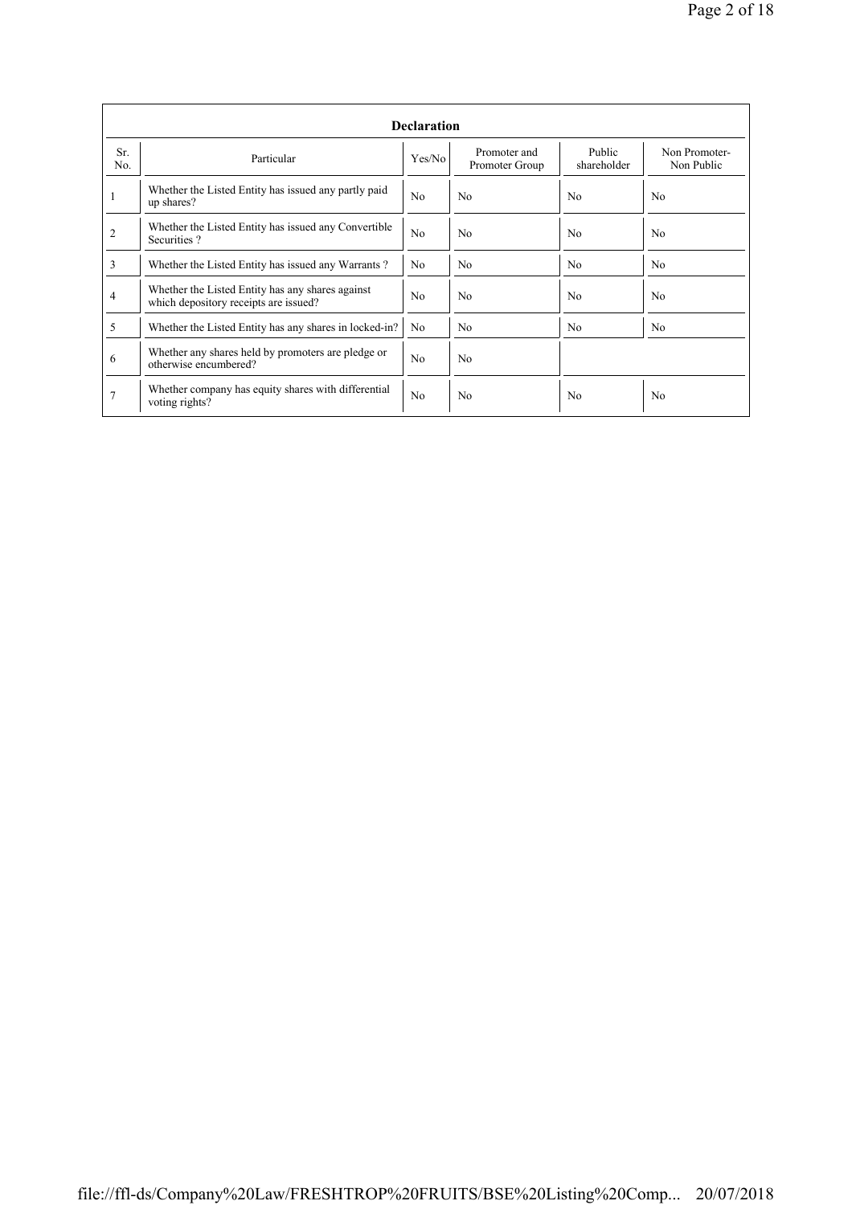| Declaration | | | | | |
|---|---|---|---|---|---|
| Sr. No. | Particular | Yes/No | Promoter and Promoter Group | Public shareholder | Non Promoter- Non Public |
| 1 | Whether the Listed Entity has issued any partly paid up shares? | No | No | No | No |
| 2 | Whether the Listed Entity has issued any Convertible Securities ? | No | No | No | No |
| 3 | Whether the Listed Entity has issued any Warrants ? | No | No | No | No |
| 4 | Whether the Listed Entity has any shares against which depository receipts are issued? | No | No | No | No |
| 5 | Whether the Listed Entity has any shares in locked-in? | No | No | No | No |
| 6 | Whether any shares held by promoters are pledge or otherwise encumbered? | No | No | | |
| 7 | Whether company has equity shares with differential voting rights? | No | No | No | No |

file://ffl-ds/Company%20Law/FRESHTROP%20FRUITS/BSE%20Listing%20Comp... 20/07/2018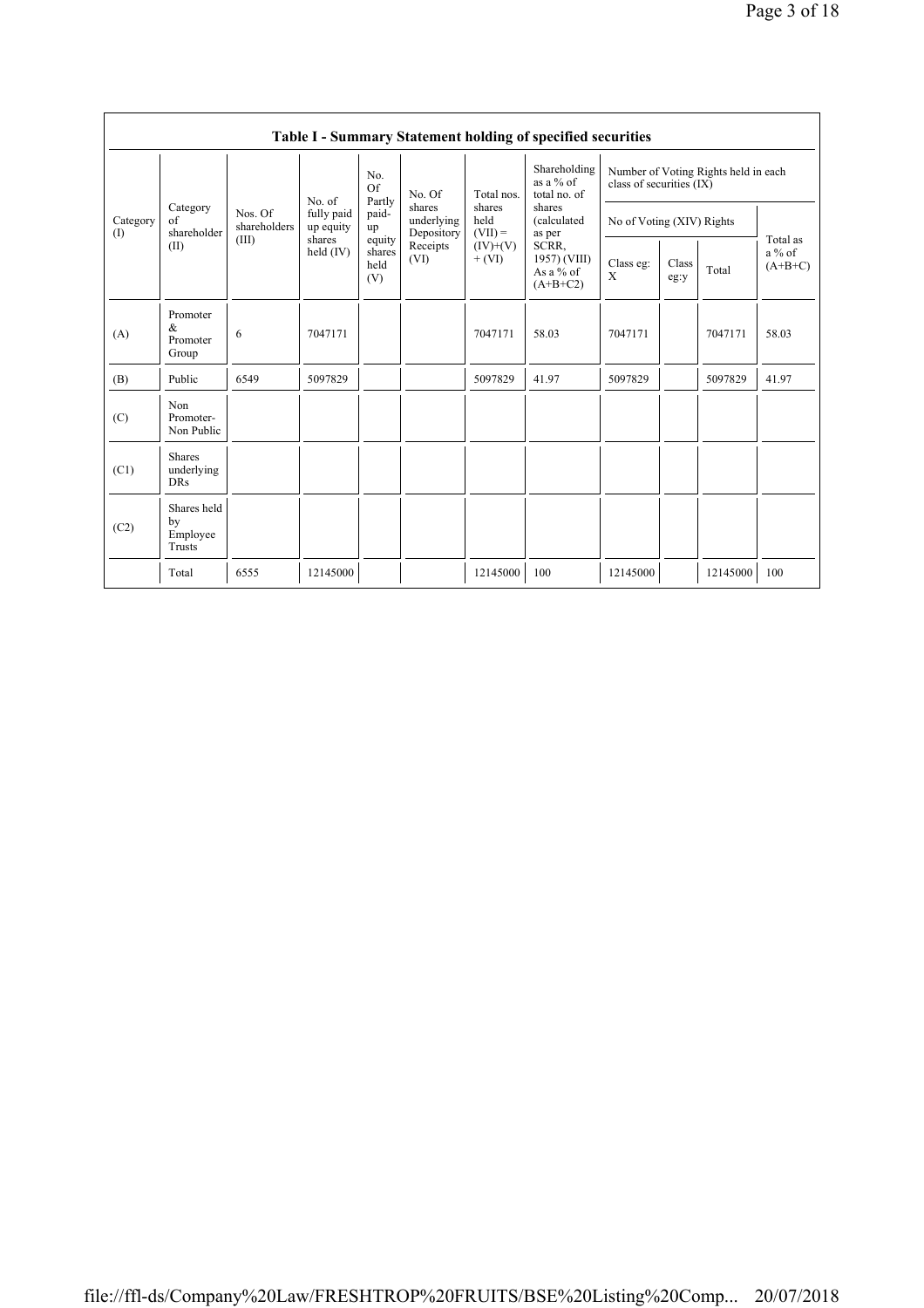## Table I - Summary Statement holding of specified securities

| Category (I) | Category of shareholder (II) | Nos. Of shareholders (III) | No. of fully paid up equity shares held (IV) | No. Of Partly paid-up equity shares held (V) | No. Of shares underlying Depository Receipts (VI) | Total nos. shares held (VII) = (IV)+(V)+ (VI) | Shareholding as a % of total no. of shares (calculated as per SCRR, 1957) (VIII) As a % of (A+B+C2) | Number of Voting Rights held in each class of securities (IX) | | | |
|---|---|---|---|---|---|---|---|---|---|---|---|
| | | | | | | | | No of Voting (XIV) Rights | | | Total as a % of (A+B+C) |
| | | | | | | | | Class eg: X | Class eg:y | Total | |
| (A) | Promoter & Promoter Group | 6 | 7047171 | | | 7047171 | 58.03 | 7047171 | | 7047171 | 58.03 |
| (B) | Public | 6549 | 5097829 | | | 5097829 | 41.97 | 5097829 | | 5097829 | 41.97 |
| (C) | Non Promoter- Non Public | | | | | | | | | | |
| (C1) | Shares underlying DRs | | | | | | | | | | |
| (C2) | Shares held by Employee Trusts | | | | | | | | | | |
| | Total | 6555 | 12145000 | | | 12145000 | 100 | 12145000 | | 12145000 | 100 |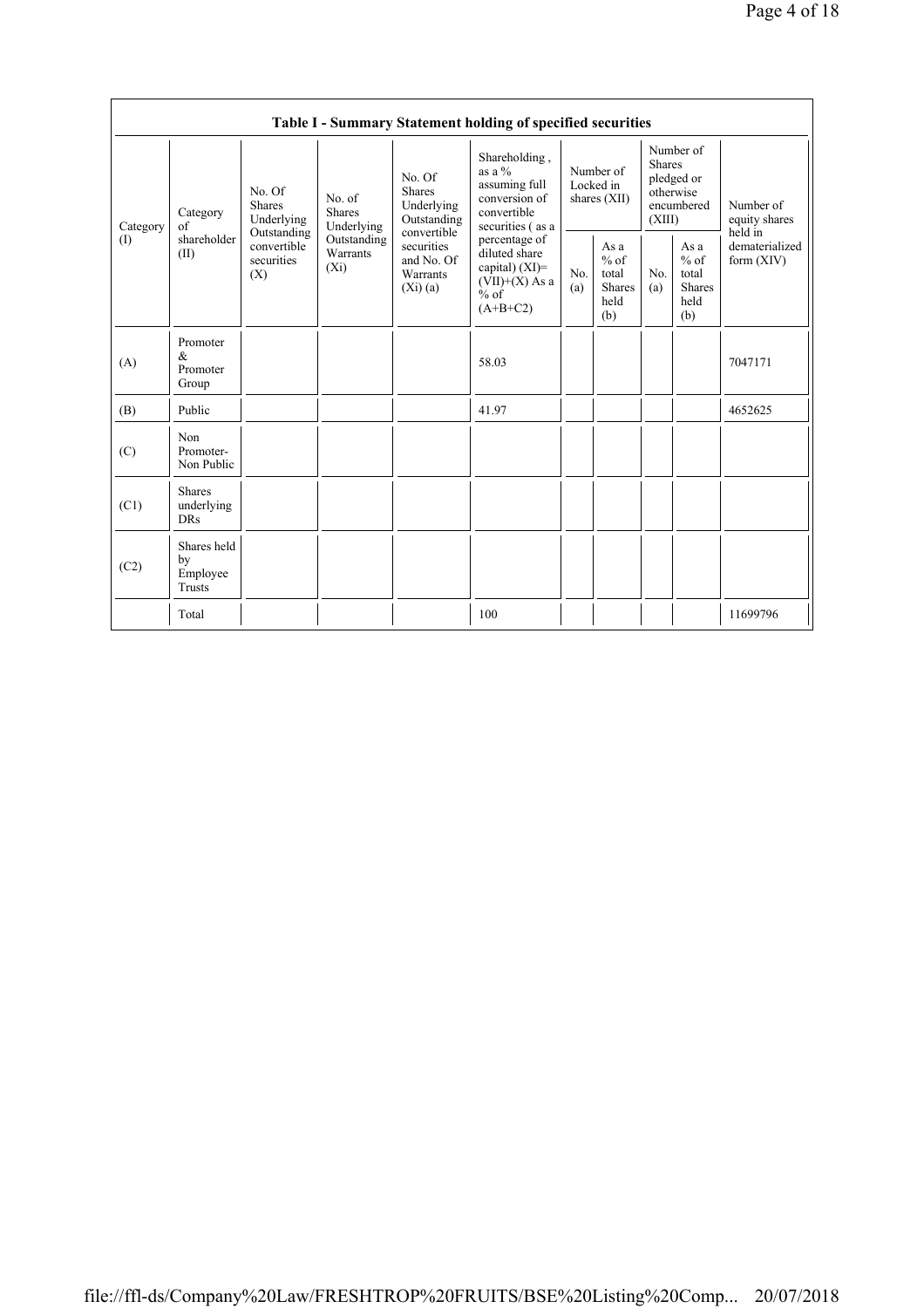**Table I - Summary Statement holding of specified securities**

| Category (I) | Category of shareholder (II) | No. Of Shares Underlying Outstanding convertible securities (X) | No. of Shares Underlying Outstanding Warrants (Xi) | No. Of Shares Underlying Outstanding convertible securities and No. Of Warrants (Xi) (a) | Shareholding , as a % assuming full conversion of convertible securities ( as a percentage of diluted share capital) (XI)= (VII)+(X) As a % of (A+B+C2) | Number of Locked in shares (XII) | | Number of Shares pledged or otherwise encumbered (XIII) | | Number of equity shares held in dematerialized form (XIV) |
|---|---|---|---|---|---|---|---|---|---|---|
| | | | | | | No. (a) | As a % of total Shares held (b) | No. (a) | As a % of total Shares held (b) | |
| (A) | Promoter & Promoter Group | | | | 58.03 | | | | | 7047171 |
| (B) | Public | | | | 41.97 | | | | | 4652625 |
| (C) | Non Promoter- Non Public | | | | | | | | | |
| (C1) | Shares underlying DRs | | | | | | | | | |
| (C2) | Shares held by Employee Trusts | | | | | | | | | |
| | Total | | | | 100 | | | | | 11699796 |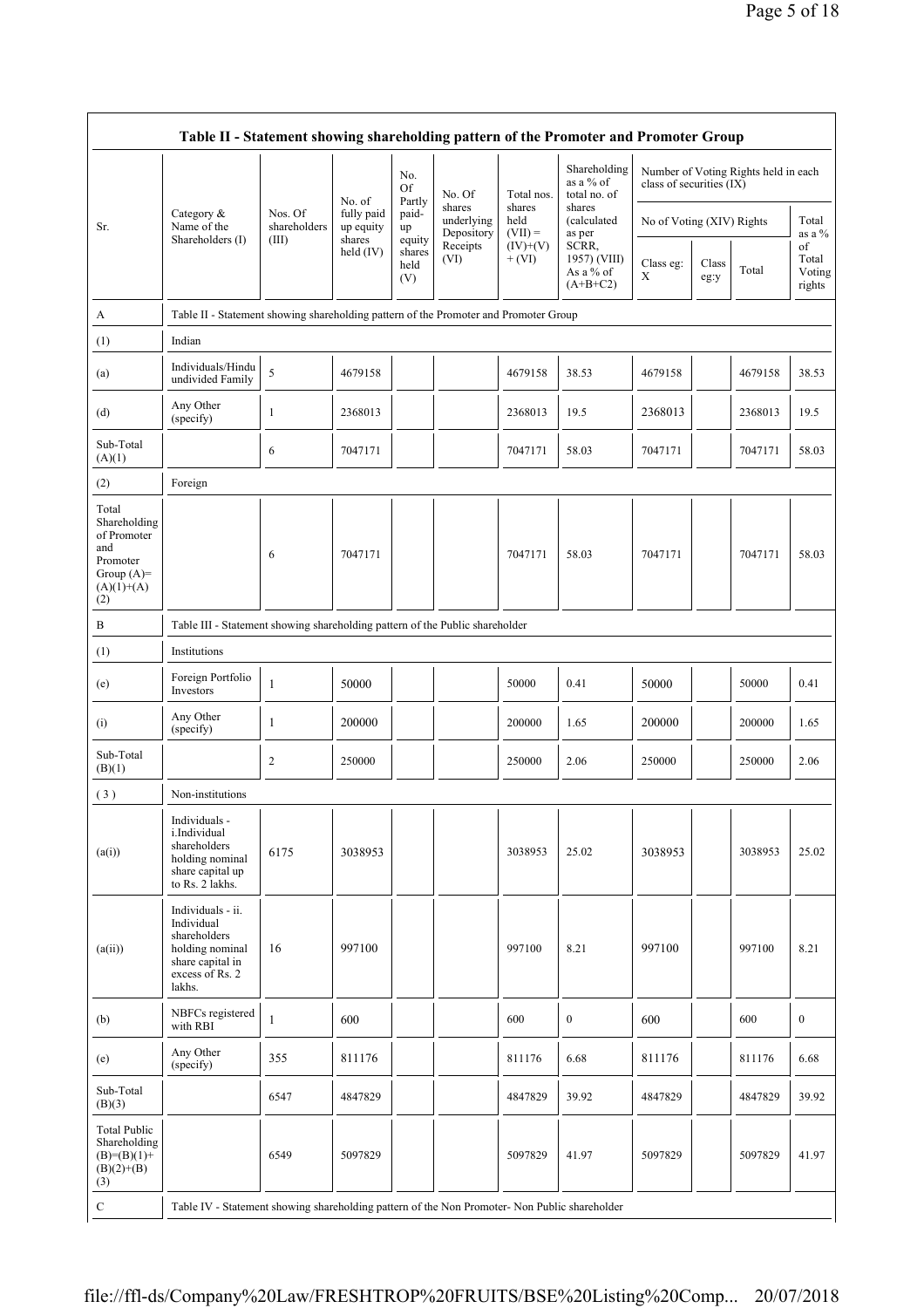## Table II - Statement showing shareholding pattern of the Promoter and Promoter Group

| Sr. | Category & Name of the Shareholders (I) | Nos. Of shareholders (III) | No. of fully paid up equity shares held (IV) | No. Of Partly paid-up equity shares held (V) | No. Of shares underlying Depository Receipts (VI) | Total nos. shares held (VII) = (IV)+(V)+ (VI) | Shareholding as a % of total no. of shares (calculated as per SCRR, 1957) (VIII) As a % of (A+B+C2) | Number of Voting Rights held in each class of securities (IX) | | | |
|---|---|---|---|---|---|---|---|---|---|---|---|
| | | | | | | | | No of Voting (XIV) Rights | | | Total as a % of Total Voting rights |
| | | | | | | | | Class eg: X | Class eg:y | Total | |
| A | Table II - Statement showing shareholding pattern of the Promoter and Promoter Group | | | | | | | | | | |
| (1) | Indian | | | | | | | | | | |
| (a) | Individuals/Hindu undivided Family | 5 | 4679158 | | | 4679158 | 38.53 | 4679158 | | 4679158 | 38.53 |
| (d) | Any Other (specify) | 1 | 2368013 | | | 2368013 | 19.5 | 2368013 | | 2368013 | 19.5 |
| Sub-Total (A)(1) | | 6 | 7047171 | | | 7047171 | 58.03 | 7047171 | | 7047171 | 58.03 |
| (2) | Foreign | | | | | | | | | | |
| Total Shareholding of Promoter and Promoter Group (A)= (A)(1)+(A)(2) | | 6 | 7047171 | | | 7047171 | 58.03 | 7047171 | | 7047171 | 58.03 |
| B | Table III - Statement showing shareholding pattern of the Public shareholder | | | | | | | | | | |
| (1) | Institutions | | | | | | | | | | |
| (e) | Foreign Portfolio Investors | 1 | 50000 | | | 50000 | 0.41 | 50000 | | 50000 | 0.41 |
| (i) | Any Other (specify) | 1 | 200000 | | | 200000 | 1.65 | 200000 | | 200000 | 1.65 |
| Sub-Total (B)(1) | | 2 | 250000 | | | 250000 | 2.06 | 250000 | | 250000 | 2.06 |
| (3) | Non-institutions | | | | | | | | | | |
| (a(i)) | Individuals - i.Individual shareholders holding nominal share capital up to Rs. 2 lakhs. | 6175 | 3038953 | | | 3038953 | 25.02 | 3038953 | | 3038953 | 25.02 |
| (a(ii)) | Individuals - ii. Individual shareholders holding nominal share capital in excess of Rs. 2 lakhs. | 16 | 997100 | | | 997100 | 8.21 | 997100 | | 997100 | 8.21 |
| (b) | NBFCs registered with RBI | 1 | 600 | | | 600 | 0 | 600 | | 600 | 0 |
| (e) | Any Other (specify) | 355 | 811176 | | | 811176 | 6.68 | 811176 | | 811176 | 6.68 |
| Sub-Total (B)(3) | | 6547 | 4847829 | | | 4847829 | 39.92 | 4847829 | | 4847829 | 39.92 |
| Total Public Shareholding (B)=(B)(1)+(B)(2)+(B)(3) | | 6549 | 5097829 | | | 5097829 | 41.97 | 5097829 | | 5097829 | 41.97 |
| C | Table IV - Statement showing shareholding pattern of the Non Promoter- Non Public shareholder | | | | | | | | | | |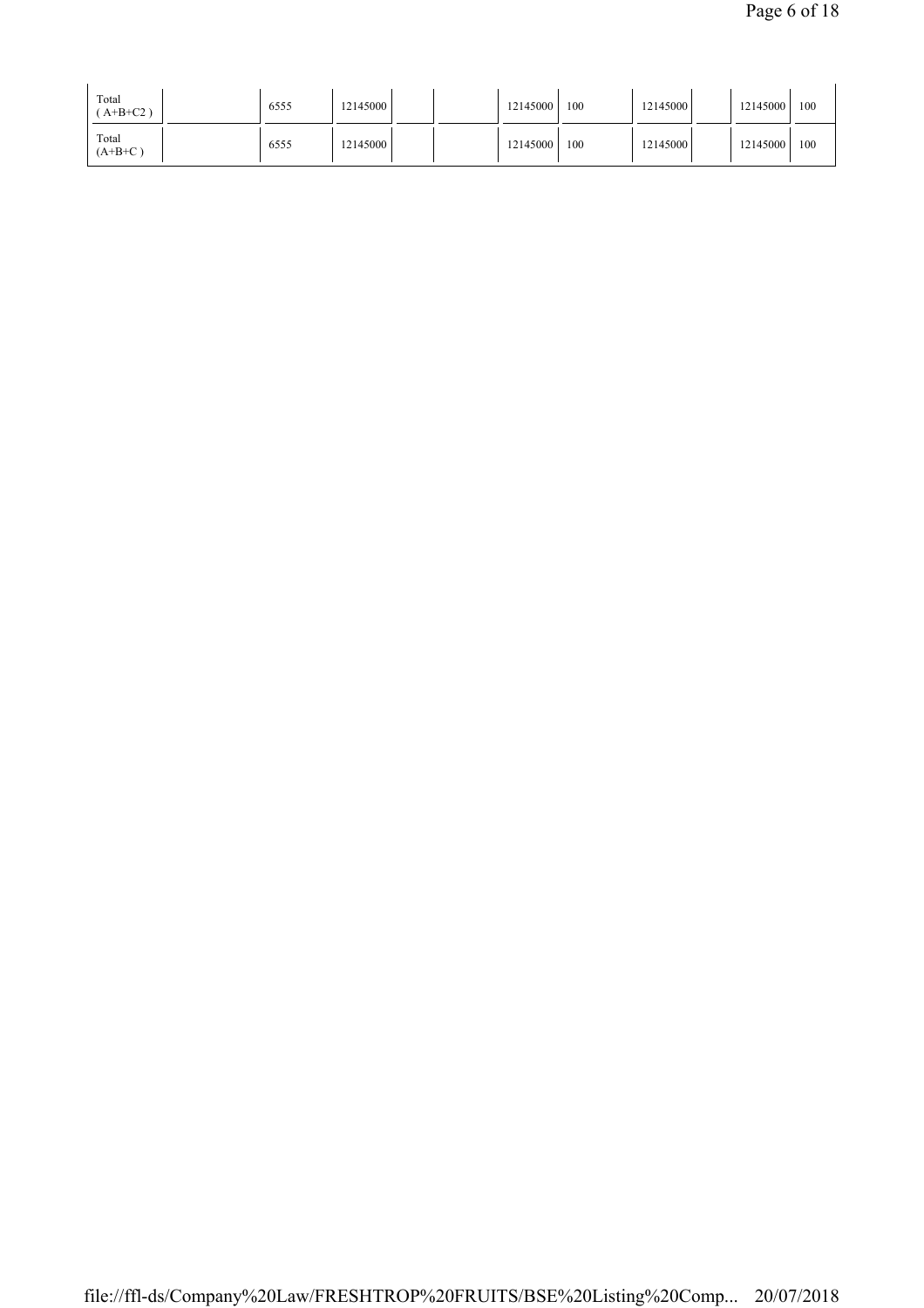| | | | | | | | | | | | |
|---|---|---|---|---|---|---|---|---|---|---|---|
| Total ( A+B+C2 ) | | 6555 | 12145000 | | | 12145000 | 100 | 12145000 | | 12145000 | 100 |
| Total (A+B+C ) | | 6555 | 12145000 | | | 12145000 | 100 | 12145000 | | 12145000 | 100 |

file://ffl-ds/Company%20Law/FRESHTROP%20FRUITS/BSE%20Listing%20Comp... 20/07/2018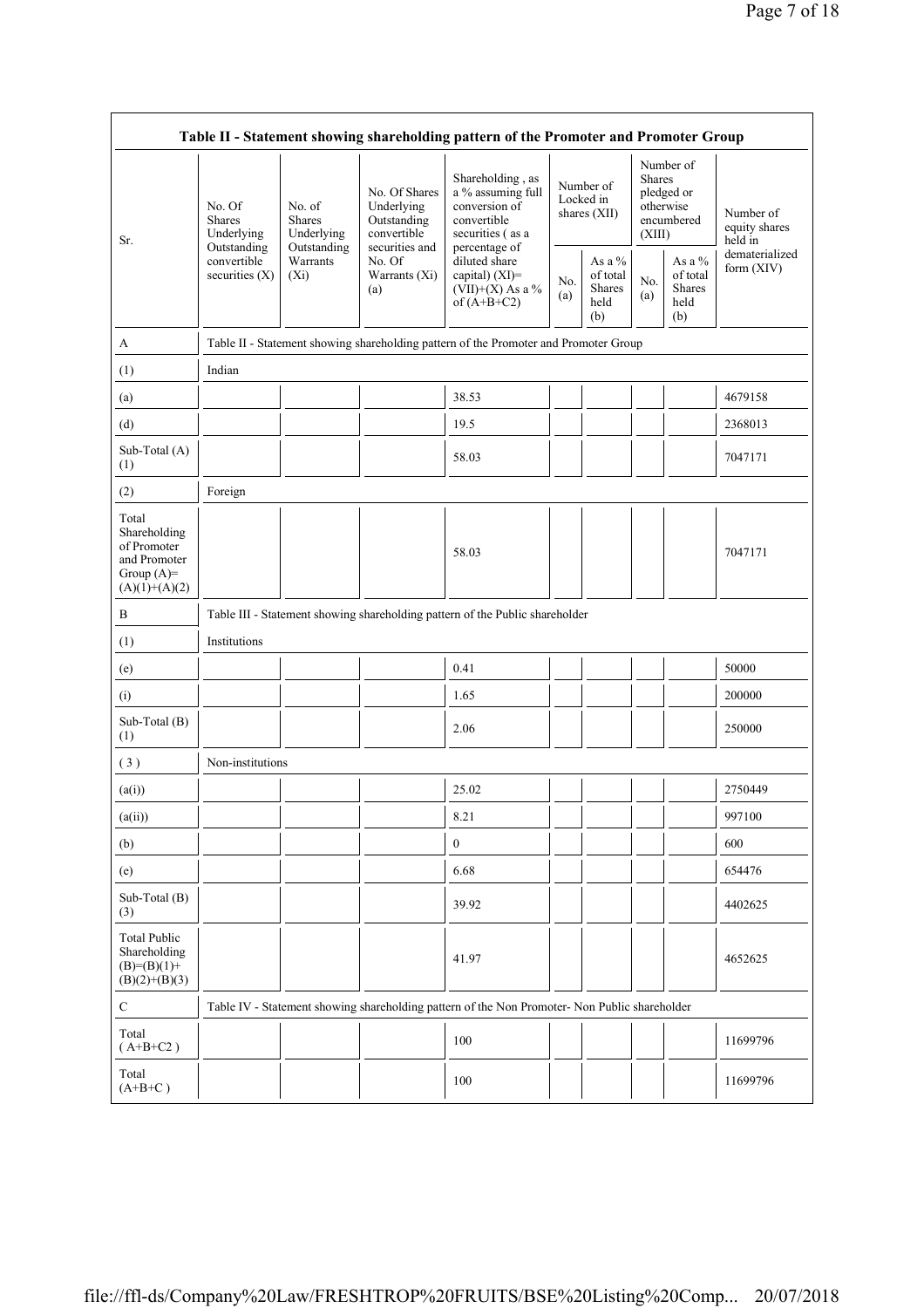| Table II - Statement showing shareholding pattern of the Promoter and Promoter Group | | | | | | | | | |
|---|---|---|---|---|---|---|---|---|---|
| Sr. | No. Of Shares Underlying Outstanding convertible securities (X) | No. of Shares Underlying Outstanding Warrants (Xi) | No. Of Shares Underlying Outstanding convertible securities and No. Of Warrants (Xi) (a) | Shareholding , as a % assuming full conversion of convertible securities ( as a percentage of diluted share capital) (XI)= (VII)+(X) As a % of (A+B+C2) | Number of Locked in shares (XII) | | Number of Shares pledged or otherwise encumbered (XIII) | | Number of equity shares held in dematerialized form (XIV) |
| | | | | | No. (a) | As a % of total Shares held (b) | No. (a) | As a % of total Shares held (b) | |
| A | Table II - Statement showing shareholding pattern of the Promoter and Promoter Group | | | | | | | | |
| (1) | Indian | | | | | | | | |
| (a) | | | | 38.53 | | | | | 4679158 |
| (d) | | | | 19.5 | | | | | 2368013 |
| Sub-Total (A) (1) | | | | 58.03 | | | | | 7047171 |
| (2) | Foreign | | | | | | | | |
| Total Shareholding of Promoter and Promoter Group (A)= (A)(1)+(A)(2) | | | | 58.03 | | | | | 7047171 |
| B | Table III - Statement showing shareholding pattern of the Public shareholder | | | | | | | | |
| (1) | Institutions | | | | | | | | |
| (e) | | | | 0.41 | | | | | 50000 |
| (i) | | | | 1.65 | | | | | 200000 |
| Sub-Total (B) (1) | | | | 2.06 | | | | | 250000 |
| ( 3 ) | Non-institutions | | | | | | | | |
| (a(i)) | | | | 25.02 | | | | | 2750449 |
| (a(ii)) | | | | 8.21 | | | | | 997100 |
| (b) | | | | 0 | | | | | 600 |
| (e) | | | | 6.68 | | | | | 654476 |
| Sub-Total (B) (3) | | | | 39.92 | | | | | 4402625 |
| Total Public Shareholding (B)=(B)(1)+ (B)(2)+(B)(3) | | | | 41.97 | | | | | 4652625 |
| C | Table IV - Statement showing shareholding pattern of the Non Promoter- Non Public shareholder | | | | | | | | |
| Total ( A+B+C2 ) | | | | 100 | | | | | 11699796 |
| Total (A+B+C ) | | | | 100 | | | | | 11699796 |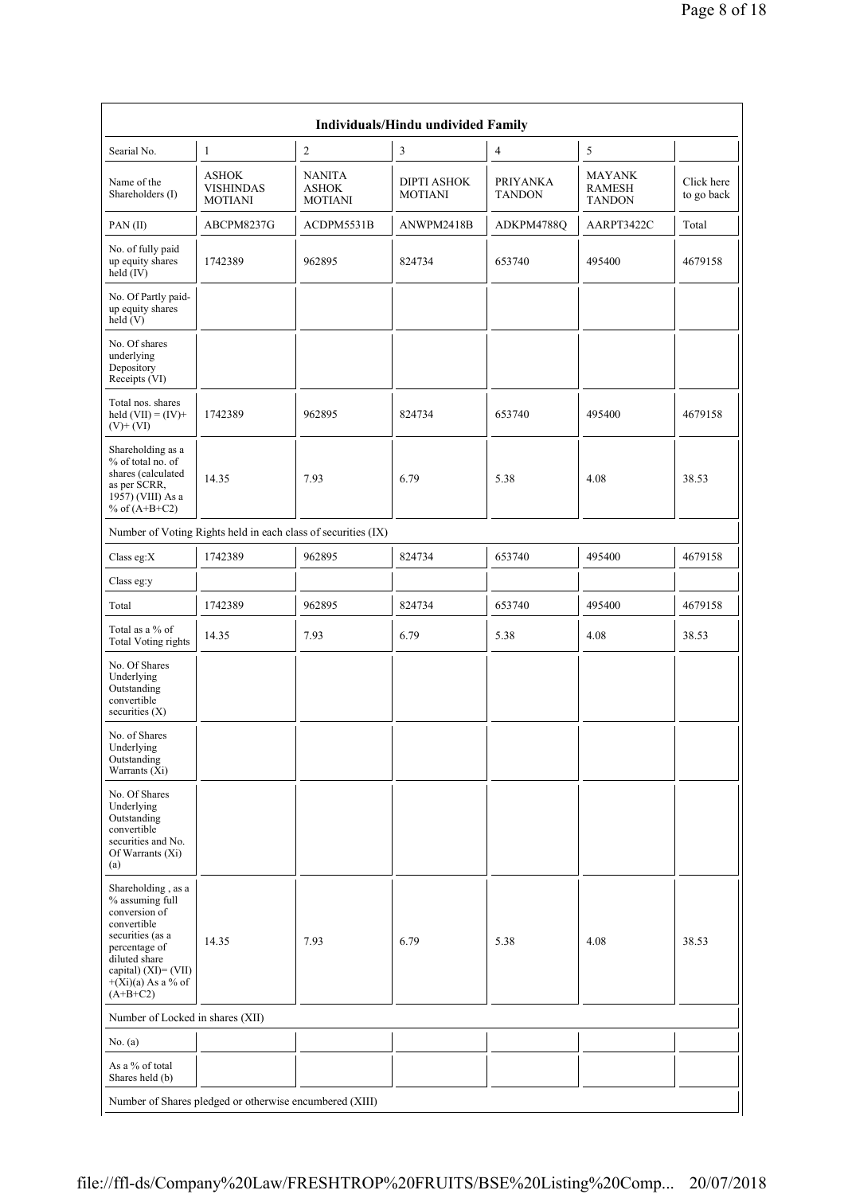| Individuals/Hindu undivided Family | | | | | | |
|---|---|---|---|---|---|---|
| Searial No. | 1 | 2 | 3 | 4 | 5 | |
| Name of the Shareholders (I) | ASHOK VISHINDAS MOTIANI | NANITA ASHOK MOTIANI | DIPTI ASHOK MOTIANI | PRIYANKA TANDON | MAYANK RAMESH TANDON | Click here to go back |
| PAN (II) | ABCPM8237G | ACDPM5531B | ANWPM2418B | ADKPM4788Q | AARPT3422C | Total |
| No. of fully paid up equity shares held (IV) | 1742389 | 962895 | 824734 | 653740 | 495400 | 4679158 |
| No. Of Partly paid-up equity shares held (V) | | | | | | |
| No. Of shares underlying Depository Receipts (VI) | | | | | | |
| Total nos. shares held (VII) = (IV)+(V)+ (VI) | 1742389 | 962895 | 824734 | 653740 | 495400 | 4679158 |
| Shareholding as a % of total no. of shares (calculated as per SCRR, 1957) (VIII) As a % of (A+B+C2) | 14.35 | 7.93 | 6.79 | 5.38 | 4.08 | 38.53 |
| Number of Voting Rights held in each class of securities (IX) | | | | | | |
| Class eg:X | 1742389 | 962895 | 824734 | 653740 | 495400 | 4679158 |
| Class eg:y | | | | | | |
| Total | 1742389 | 962895 | 824734 | 653740 | 495400 | 4679158 |
| Total as a % of Total Voting rights | 14.35 | 7.93 | 6.79 | 5.38 | 4.08 | 38.53 |
| No. Of Shares Underlying Outstanding convertible securities (X) | | | | | | |
| No. of Shares Underlying Outstanding Warrants (Xi) | | | | | | |
| No. Of Shares Underlying Outstanding convertible securities and No. Of Warrants (Xi) (a) | | | | | | |
| Shareholding , as a % assuming full conversion of convertible securities (as a percentage of diluted share capital) (XI)= (VII)+(Xi)(a) As a % of (A+B+C2) | 14.35 | 7.93 | 6.79 | 5.38 | 4.08 | 38.53 |
| Number of Locked in shares (XII) | | | | | | |
| No. (a) | | | | | | |
| As a % of total Shares held (b) | | | | | | |
| Number of Shares pledged or otherwise encumbered (XIII) | | | | | | |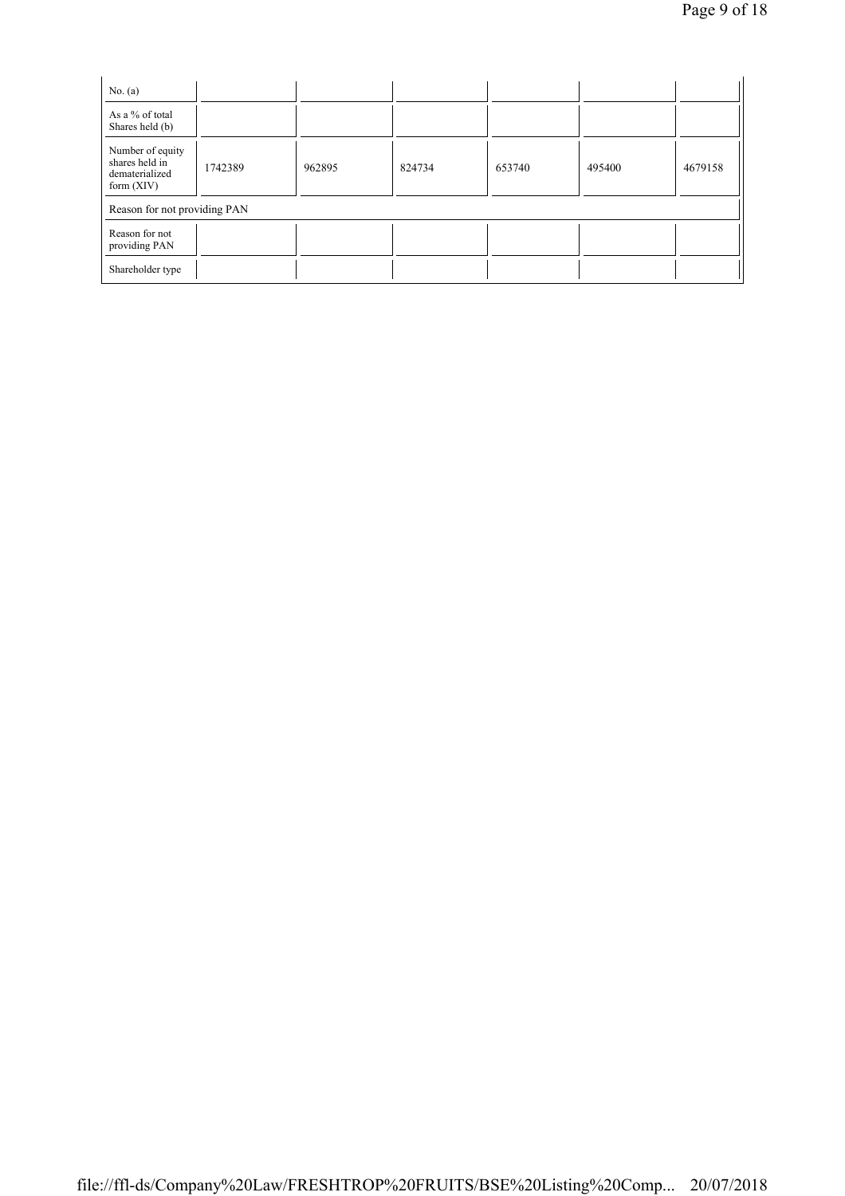| No. (a) | | | | | | |
|---|---|---|---|---|---|---|
| As a % of total Shares held (b) | | | | | | |
| Number of equity shares held in dematerialized form (XIV) | 1742389 | 962895 | 824734 | 653740 | 495400 | 4679158 |
| Reason for not providing PAN | | | | | | |
| Reason for not providing PAN | | | | | | |
| Shareholder type | | | | | | |

file://ffl-ds/Company%20Law/FRESHTROP%20FRUITS/BSE%20Listing%20Comp... 20/07/2018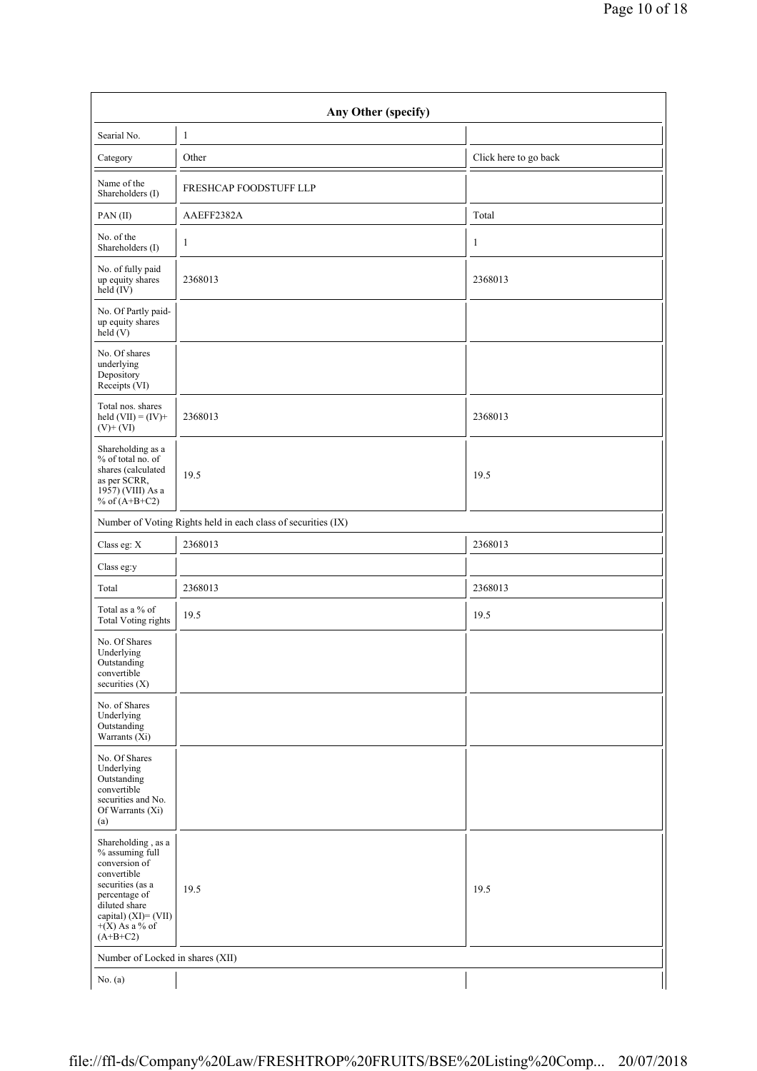| Any Other (specify) | | |
|---|---|---|
| Searial No. | 1 | |
| Category | Other | Click here to go back |
| Name of the Shareholders (I) | FRESHCAP FOODSTUFF LLP | |
| PAN (II) | AAEFF2382A | Total |
| No. of the Shareholders (I) | 1 | 1 |
| No. of fully paid up equity shares held (IV) | 2368013 | 2368013 |
| No. Of Partly paid-up equity shares held (V) | | |
| No. Of shares underlying Depository Receipts (VI) | | |
| Total nos. shares held (VII) = (IV)+ (V)+ (VI) | 2368013 | 2368013 |
| Shareholding as a % of total no. of shares (calculated as per SCRR, 1957) (VIII) As a % of (A+B+C2) | 19.5 | 19.5 |
| Number of Voting Rights held in each class of securities (IX) | | |
| Class eg: X | 2368013 | 2368013 |
| Class eg:y | | |
| Total | 2368013 | 2368013 |
| Total as a % of Total Voting rights | 19.5 | 19.5 |
| No. Of Shares Underlying Outstanding convertible securities (X) | | |
| No. of Shares Underlying Outstanding Warrants (Xi) | | |
| No. Of Shares Underlying Outstanding convertible securities and No. Of Warrants (Xi) (a) | | |
| Shareholding , as a % assuming full conversion of convertible securities (as a percentage of diluted share capital) (XI)= (VII) +(X) As a % of (A+B+C2) | 19.5 | 19.5 |
| Number of Locked in shares (XII) | | |
| No. (a) | | |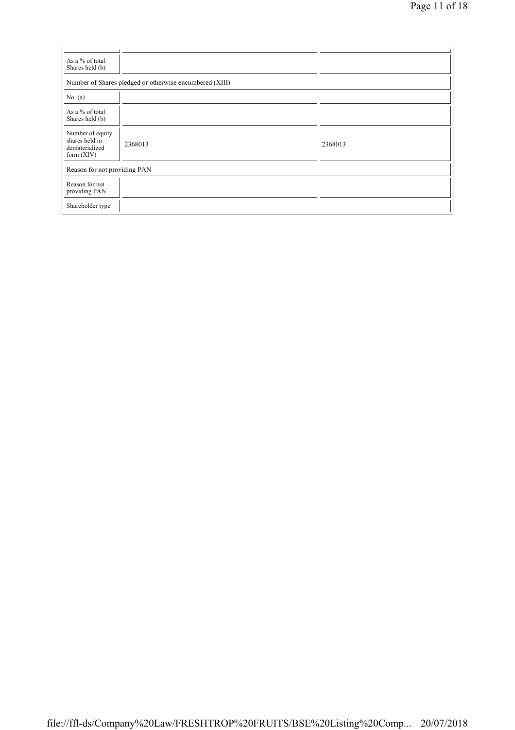| | | |
|---|---|---|
| As a % of total Shares held (b) | | |
| Number of Shares pledged or otherwise encumbered (XIII) | | |
| No. (a) | | |
| As a % of total Shares held (b) | | |
| Number of equity shares held in dematerialized form (XIV) | 2368013 | 2368013 |
| Reason for not providing PAN | | |
| Reason for not providing PAN | | |
| Shareholder type | | |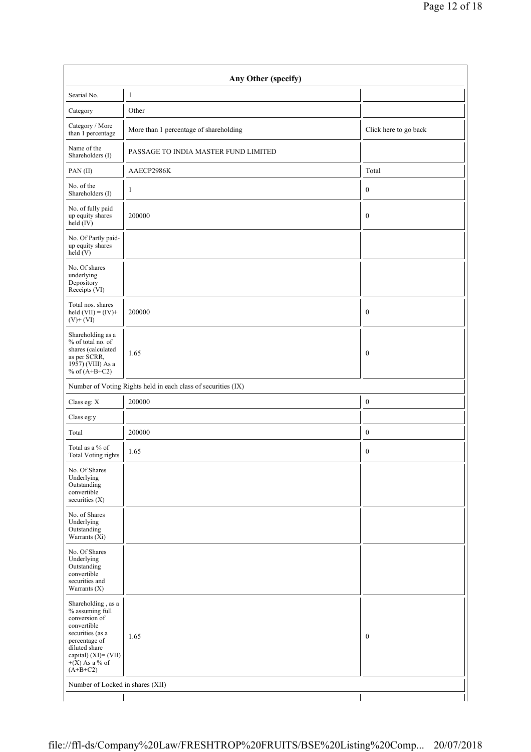| Any Other (specify) | | |
|---|---|---|
| Searial No. | 1 | |
| Category | Other | |
| Category / More than 1 percentage | More than 1 percentage of shareholding | Click here to go back |
| Name of the Shareholders (I) | PASSAGE TO INDIA MASTER FUND LIMITED | |
| PAN (II) | AAECP2986K | Total |
| No. of the Shareholders (I) | 1 | 0 |
| No. of fully paid up equity shares held (IV) | 200000 | 0 |
| No. Of Partly paid-up equity shares held (V) | | |
| No. Of shares underlying Depository Receipts (VI) | | |
| Total nos. shares held (VII) = (IV)+ (V)+ (VI) | 200000 | 0 |
| Shareholding as a % of total no. of shares (calculated as per SCRR, 1957) (VIII) As a % of (A+B+C2) | 1.65 | 0 |
| Number of Voting Rights held in each class of securities (IX) | | |
| Class eg: X | 200000 | 0 |
| Class eg:y | | |
| Total | 200000 | 0 |
| Total as a % of Total Voting rights | 1.65 | 0 |
| No. Of Shares Underlying Outstanding convertible securities (X) | | |
| No. of Shares Underlying Outstanding Warrants (Xi) | | |
| No. Of Shares Underlying Outstanding convertible securities and Warrants (X) | | |
| Shareholding , as a % assuming full conversion of convertible securities (as a percentage of diluted share capital) (XI)= (VII) +(X) As a % of (A+B+C2) | 1.65 | 0 |
| Number of Locked in shares (XII) | | |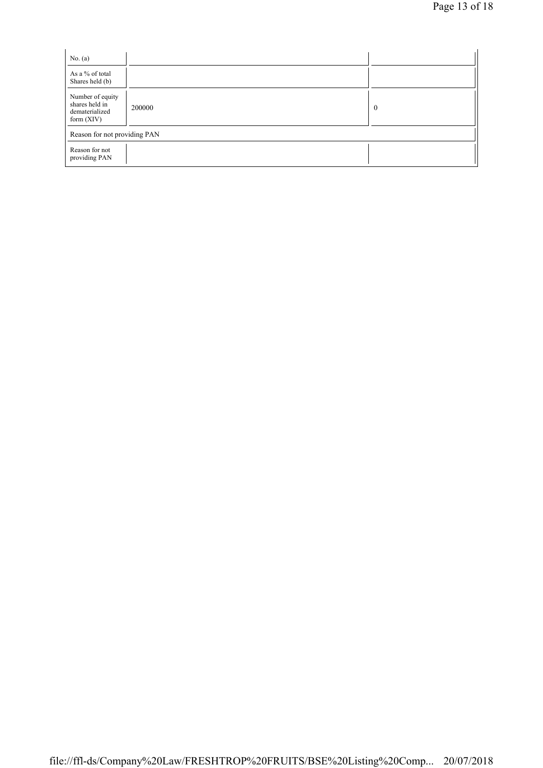| | | |
|---|---|---|
| No. (a) | | |
| As a % of total Shares held (b) | | |
| Number of equity shares held in dematerialized form (XIV) | 200000 | 0 |
| Reason for not providing PAN | | |
| Reason for not providing PAN | | |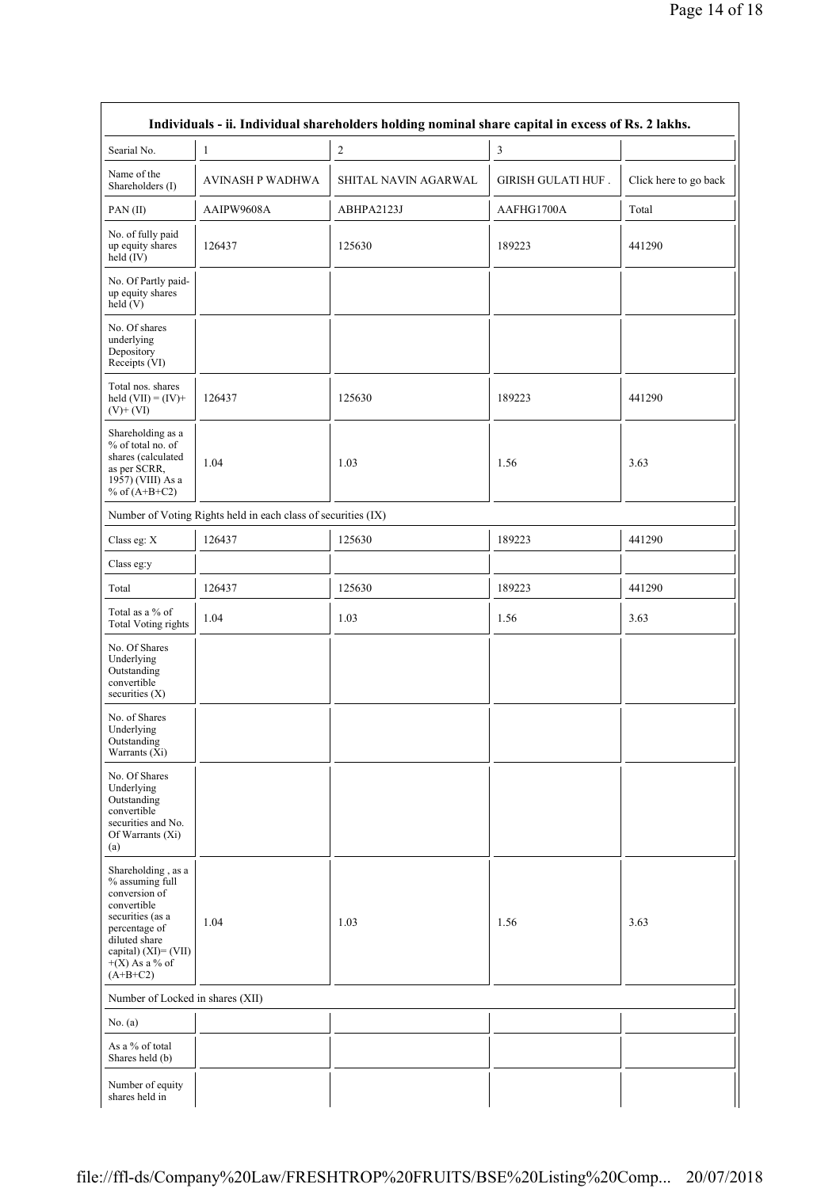| Individuals - ii. Individual shareholders holding nominal share capital in excess of Rs. 2 lakhs. | | | | |
|---|---|---|---|---|
| Searial No. | 1 | 2 | 3 | |
| Name of the Shareholders (I) | AVINASH P WADHWA | SHITAL NAVIN AGARWAL | GIRISH GULATI HUF . | Click here to go back |
| PAN (II) | AAIPW9608A | ABHPA2123J | AAFHG1700A | Total |
| No. of fully paid up equity shares held (IV) | 126437 | 125630 | 189223 | 441290 |
| No. Of Partly paid-up equity shares held (V) | | | | |
| No. Of shares underlying Depository Receipts (VI) | | | | |
| Total nos. shares held (VII) = (IV)+(V)+ (VI) | 126437 | 125630 | 189223 | 441290 |
| Shareholding as a % of total no. of shares (calculated as per SCRR, 1957) (VIII) As a % of (A+B+C2) | 1.04 | 1.03 | 1.56 | 3.63 |
| Number of Voting Rights held in each class of securities (IX) | | | | |
| Class eg: X | 126437 | 125630 | 189223 | 441290 |
| Class eg:y | | | | |
| Total | 126437 | 125630 | 189223 | 441290 |
| Total as a % of Total Voting rights | 1.04 | 1.03 | 1.56 | 3.63 |
| No. Of Shares Underlying Outstanding convertible securities (X) | | | | |
| No. of Shares Underlying Outstanding Warrants (Xi) | | | | |
| No. Of Shares Underlying Outstanding convertible securities and No. Of Warrants (Xi) (a) | | | | |
| Shareholding , as a % assuming full conversion of convertible securities (as a percentage of diluted share capital) (XI)= (VII)+(X) As a % of (A+B+C2) | 1.04 | 1.03 | 1.56 | 3.63 |
| Number of Locked in shares (XII) | | | | |
| No. (a) | | | | |
| As a % of total Shares held (b) | | | | |
| Number of equity shares held in | | | | |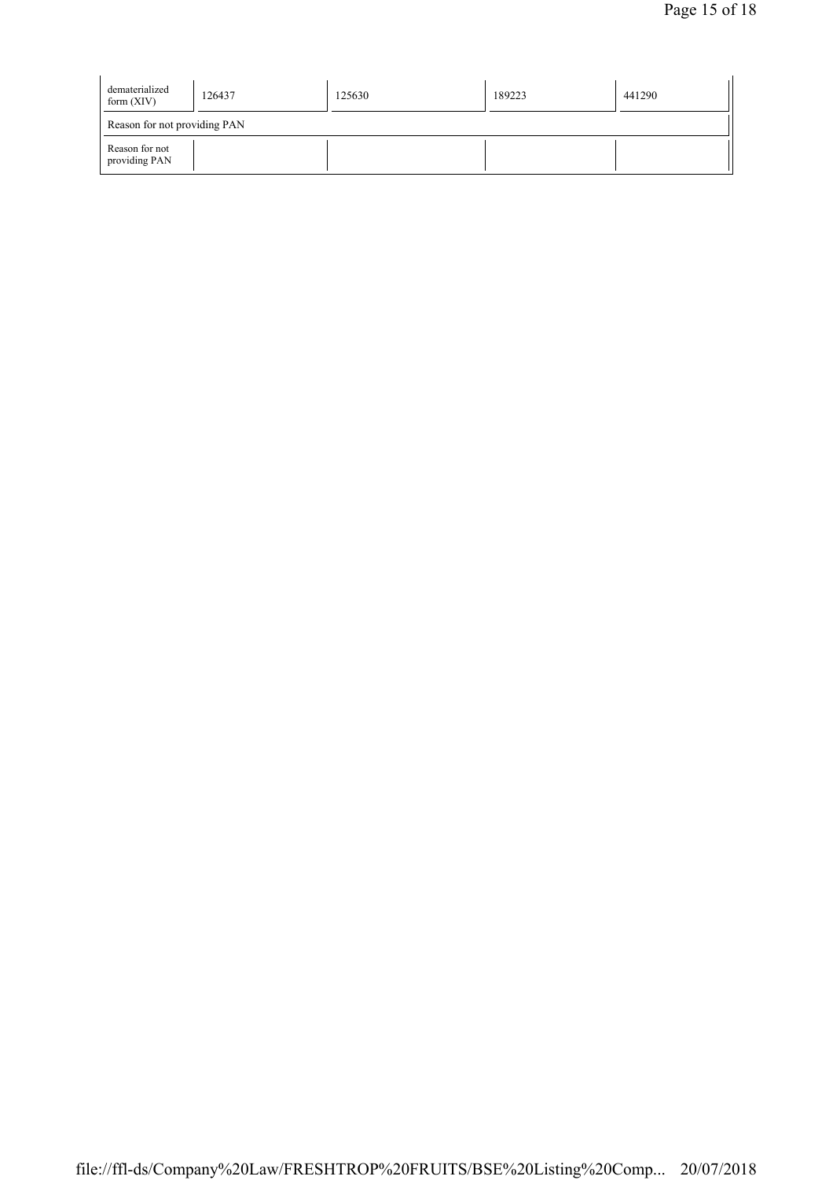| | | | | |
|---|---|---|---|---|
| dematerialized form (XIV) | 126437 | 125630 | 189223 | 441290 |
| Reason for not providing PAN | | | | |
| Reason for not providing PAN | | | | |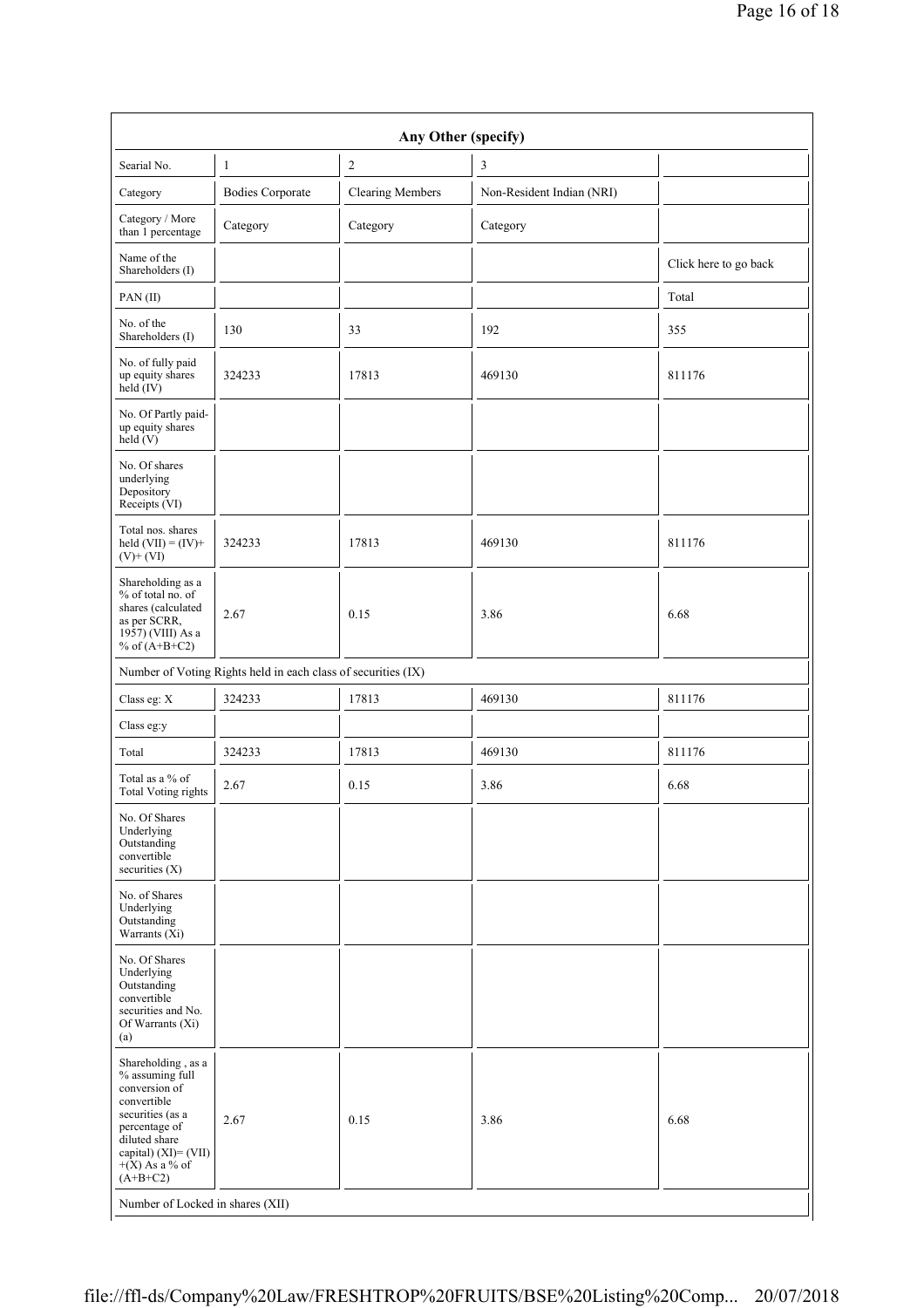| Any Other (specify) | | | | |
|---|---|---|---|---|
| Searial No. | 1 | 2 | 3 | |
| Category | Bodies Corporate | Clearing Members | Non-Resident Indian (NRI) | |
| Category / More than 1 percentage | Category | Category | Category | |
| Name of the Shareholders (I) | | | | Click here to go back |
| PAN (II) | | | | Total |
| No. of the Shareholders (I) | 130 | 33 | 192 | 355 |
| No. of fully paid up equity shares held (IV) | 324233 | 17813 | 469130 | 811176 |
| No. Of Partly paid-up equity shares held (V) | | | | |
| No. Of shares underlying Depository Receipts (VI) | | | | |
| Total nos. shares held (VII) = (IV)+ (V)+ (VI) | 324233 | 17813 | 469130 | 811176 |
| Shareholding as a % of total no. of shares (calculated as per SCRR, 1957) (VIII) As a % of (A+B+C2) | 2.67 | 0.15 | 3.86 | 6.68 |
| Number of Voting Rights held in each class of securities (IX) | | | | |
| Class eg: X | 324233 | 17813 | 469130 | 811176 |
| Class eg:y | | | | |
| Total | 324233 | 17813 | 469130 | 811176 |
| Total as a % of Total Voting rights | 2.67 | 0.15 | 3.86 | 6.68 |
| No. Of Shares Underlying Outstanding convertible securities (X) | | | | |
| No. of Shares Underlying Outstanding Warrants (Xi) | | | | |
| No. Of Shares Underlying Outstanding convertible securities and No. Of Warrants (Xi) (a) | | | | |
| Shareholding , as a % assuming full conversion of convertible securities (as a percentage of diluted share capital) (XI)= (VII) +(X) As a % of (A+B+C2) | 2.67 | 0.15 | 3.86 | 6.68 |
| Number of Locked in shares (XII) | | | | |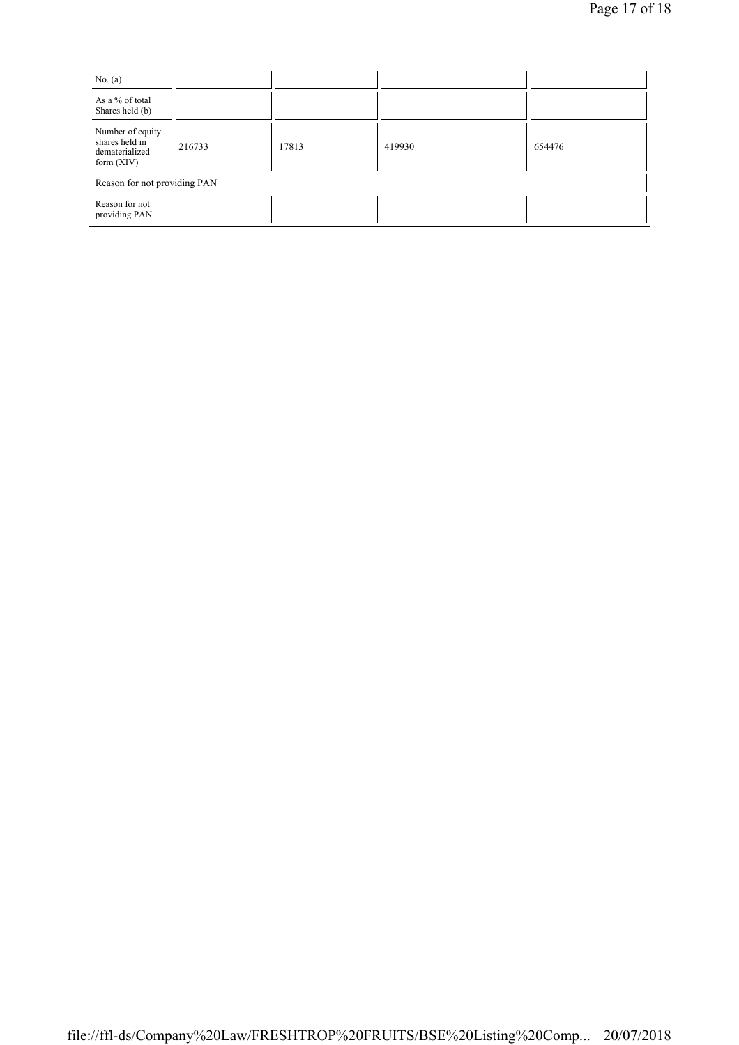| | | | | |
|---|---|---|---|---|
| No. (a) | | | | |
| As a % of total Shares held (b) | | | | |
| Number of equity shares held in dematerialized form (XIV) | 216733 | 17813 | 419930 | 654476 |
| Reason for not providing PAN | | | | |
| Reason for not providing PAN | | | | |